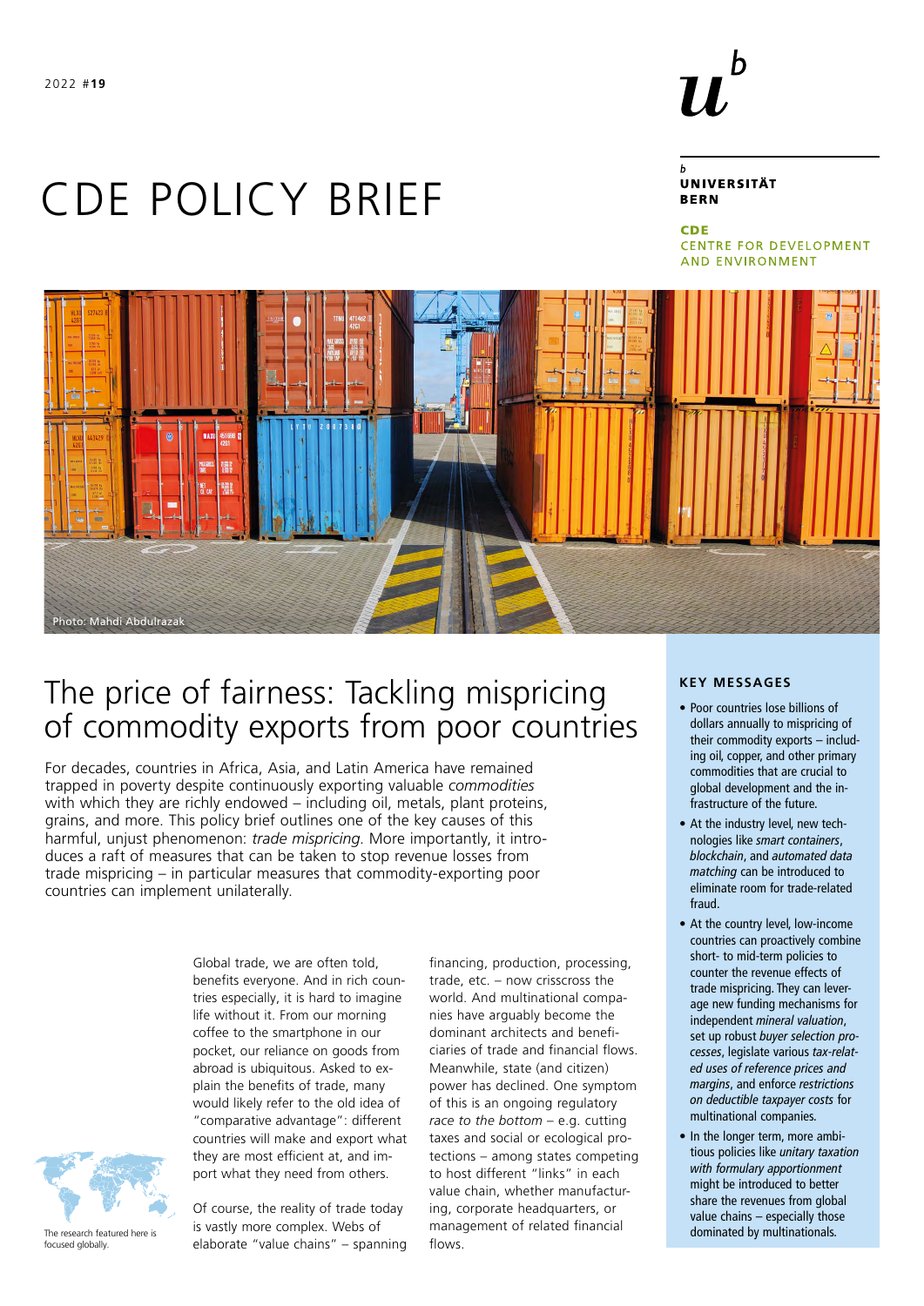2022 #**19**

# CDE POLICY BRIEF

**UNIVERSITÄT BERN**

**CDE**
CENTRE FOR DEVELOPMENT AND ENVIRONMENT

Photo: Mahdi Abdulrazak

## The price of fairness: Tackling mispricing of commodity exports from poor countries

For decades, countries in Africa, Asia, and Latin America have remained trapped in poverty despite continuously exporting valuable *commodities* with which they are richly endowed – including oil, metals, plant proteins, grains, and more. This policy brief outlines one of the key causes of this harmful, unjust phenomenon: *trade mispricing*. More importantly, it introduces a raft of measures that can be taken to stop revenue losses from trade mispricing – in particular measures that commodity-exporting poor countries can implement unilaterally.

The research featured here is focused globally.

Global trade, we are often told, benefits everyone. And in rich countries especially, it is hard to imagine life without it. From our morning coffee to the smartphone in our pocket, our reliance on goods from abroad is ubiquitous. Asked to explain the benefits of trade, many would likely refer to the old idea of "comparative advantage": different countries will make and export what they are most efficient at, and import what they need from others.

Of course, the reality of trade today is vastly more complex. Webs of elaborate "value chains" – spanning financing, production, processing, trade, etc. – now crisscross the world. And multinational companies have arguably become the dominant architects and beneficiaries of trade and financial flows. Meanwhile, state (and citizen) power has declined. One symptom of this is an ongoing regulatory *race to the bottom* – e.g. cutting taxes and social or ecological protections – among states competing to host different "links" in each value chain, whether manufacturing, corporate headquarters, or management of related financial flows.

### KEY MESSAGES

- Poor countries lose billions of dollars annually to mispricing of their commodity exports – including oil, copper, and other primary commodities that are crucial to global development and the infrastructure of the future.
- At the industry level, new technologies like *smart containers*, *blockchain*, and *automated data matching* can be introduced to eliminate room for trade-related fraud.
- At the country level, low-income countries can proactively combine short- to mid-term policies to counter the revenue effects of trade mispricing. They can leverage new funding mechanisms for independent *mineral valuation*, set up robust *buyer selection processes*, legislate various *tax-related uses of reference prices and margins*, and enforce *restrictions on deductible taxpayer costs* for multinational companies.
- In the longer term, more ambitious policies like *unitary taxation with formulary apportionment* might be introduced to better share the revenues from global value chains – especially those dominated by multinationals.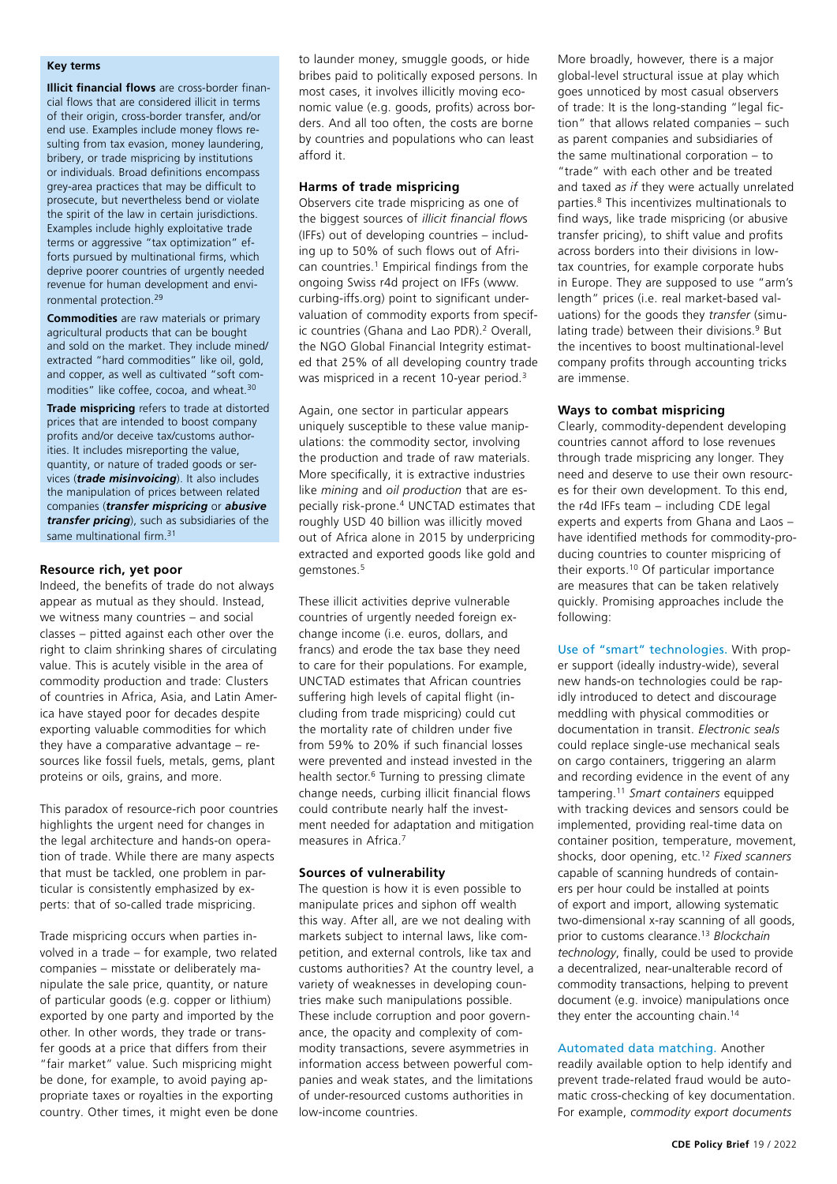**Key terms**

**Illicit financial flows** are cross-border financial flows that are considered illicit in terms of their origin, cross-border transfer, and/or end use. Examples include money flows resulting from tax evasion, money laundering, bribery, or trade mispricing by institutions or individuals. Broad definitions encompass grey-area practices that may be difficult to prosecute, but nevertheless bend or violate the spirit of the law in certain jurisdictions. Examples include highly exploitative trade terms or aggressive "tax optimization" efforts pursued by multinational firms, which deprive poorer countries of urgently needed revenue for human development and environmental protection.[29]

**Commodities** are raw materials or primary agricultural products that can be bought and sold on the market. They include mined/extracted "hard commodities" like oil, gold, and copper, as well as cultivated "soft commodities" like coffee, cocoa, and wheat.[30]

**Trade mispricing** refers to trade at distorted prices that are intended to boost company profits and/or deceive tax/customs authorities. It includes misreporting the value, quantity, or nature of traded goods or services (***trade misinvoicing***). It also includes the manipulation of prices between related companies (***transfer mispricing*** or ***abusive transfer pricing***), such as subsidiaries of the same multinational firm.[31]

### Resource rich, yet poor

Indeed, the benefits of trade do not always appear as mutual as they should. Instead, we witness many countries – and social classes – pitted against each other over the right to claim shrinking shares of circulating value. This is acutely visible in the area of commodity production and trade: Clusters of countries in Africa, Asia, and Latin America have stayed poor for decades despite exporting valuable commodities for which they have a comparative advantage – resources like fossil fuels, metals, gems, plant proteins or oils, grains, and more.

This paradox of resource-rich poor countries highlights the urgent need for changes in the legal architecture and hands-on operation of trade. While there are many aspects that must be tackled, one problem in particular is consistently emphasized by experts: that of so-called trade mispricing.

Trade mispricing occurs when parties involved in a trade – for example, two related companies – misstate or deliberately manipulate the sale price, quantity, or nature of particular goods (e.g. copper or lithium) exported by one party and imported by the other. In other words, they trade or transfer goods at a price that differs from their "fair market" value. Such mispricing might be done, for example, to avoid paying appropriate taxes or royalties in the exporting country. Other times, it might even be done to launder money, smuggle goods, or hide bribes paid to politically exposed persons. In most cases, it involves illicitly moving economic value (e.g. goods, profits) across borders. And all too often, the costs are borne by countries and populations who can least afford it.

### Harms of trade mispricing

Observers cite trade mispricing as one of the biggest sources of *illicit financial flows* (IFFs) out of developing countries – including up to 50% of such flows out of African countries.[1] Empirical findings from the ongoing Swiss r4d project on IFFs (www.curbing-iffs.org) point to significant undervaluation of commodity exports from specific countries (Ghana and Lao PDR).[2] Overall, the NGO Global Financial Integrity estimated that 25% of all developing country trade was mispriced in a recent 10-year period.[3]

Again, one sector in particular appears uniquely susceptible to these value manipulations: the commodity sector, involving the production and trade of raw materials. More specifically, it is extractive industries like *mining* and *oil production* that are especially risk-prone.[4] UNCTAD estimates that roughly USD 40 billion was illicitly moved out of Africa alone in 2015 by underpricing extracted and exported goods like gold and gemstones.[5]

These illicit activities deprive vulnerable countries of urgently needed foreign exchange income (i.e. euros, dollars, and francs) and erode the tax base they need to care for their populations. For example, UNCTAD estimates that African countries suffering high levels of capital flight (including from trade mispricing) could cut the mortality rate of children under five from 59% to 20% if such financial losses were prevented and instead invested in the health sector.[6] Turning to pressing climate change needs, curbing illicit financial flows could contribute nearly half the investment needed for adaptation and mitigation measures in Africa.[7]

### Sources of vulnerability

The question is how it is even possible to manipulate prices and siphon off wealth this way. After all, are we not dealing with markets subject to internal laws, like competition, and external controls, like tax and customs authorities? At the country level, a variety of weaknesses in developing countries make such manipulations possible. These include corruption and poor governance, the opacity and complexity of commodity transactions, severe asymmetries in information access between powerful companies and weak states, and the limitations of under-resourced customs authorities in low-income countries.

More broadly, however, there is a major global-level structural issue at play which goes unnoticed by most casual observers of trade: It is the long-standing "legal fiction" that allows related companies – such as parent companies and subsidiaries of the same multinational corporation – to "trade" with each other and be treated and taxed *as if* they were actually unrelated parties.[8] This incentivizes multinationals to find ways, like trade mispricing (or abusive transfer pricing), to shift value and profits across borders into their divisions in low-tax countries, for example corporate hubs in Europe. They are supposed to use "arm's length" prices (i.e. real market-based valuations) for the goods they *transfer* (simulating trade) between their divisions.[9] But the incentives to boost multinational-level company profits through accounting tricks are immense.

### Ways to combat mispricing

Clearly, commodity-dependent developing countries cannot afford to lose revenues through trade mispricing any longer. They need and deserve to use their own resources for their own development. To this end, the r4d IFFs team – including CDE legal experts and experts from Ghana and Laos – have identified methods for commodity-producing countries to counter mispricing of their exports.[10] Of particular importance are measures that can be taken relatively quickly. Promising approaches include the following:

Use of "smart" technologies. With proper support (ideally industry-wide), several new hands-on technologies could be rapidly introduced to detect and discourage meddling with physical commodities or documentation in transit. *Electronic seals* could replace single-use mechanical seals on cargo containers, triggering an alarm and recording evidence in the event of any tampering.[11] *Smart containers* equipped with tracking devices and sensors could be implemented, providing real-time data on container position, temperature, movement, shocks, door opening, etc.[12] *Fixed scanners* capable of scanning hundreds of containers per hour could be installed at points of export and import, allowing systematic two-dimensional x-ray scanning of all goods, prior to customs clearance.[13] *Blockchain technology*, finally, could be used to provide a decentralized, near-unalterable record of commodity transactions, helping to prevent document (e.g. invoice) manipulations once they enter the accounting chain.[14]

Automated data matching. Another readily available option to help identify and prevent trade-related fraud would be automatic cross-checking of key documentation. For example, *commodity export documents*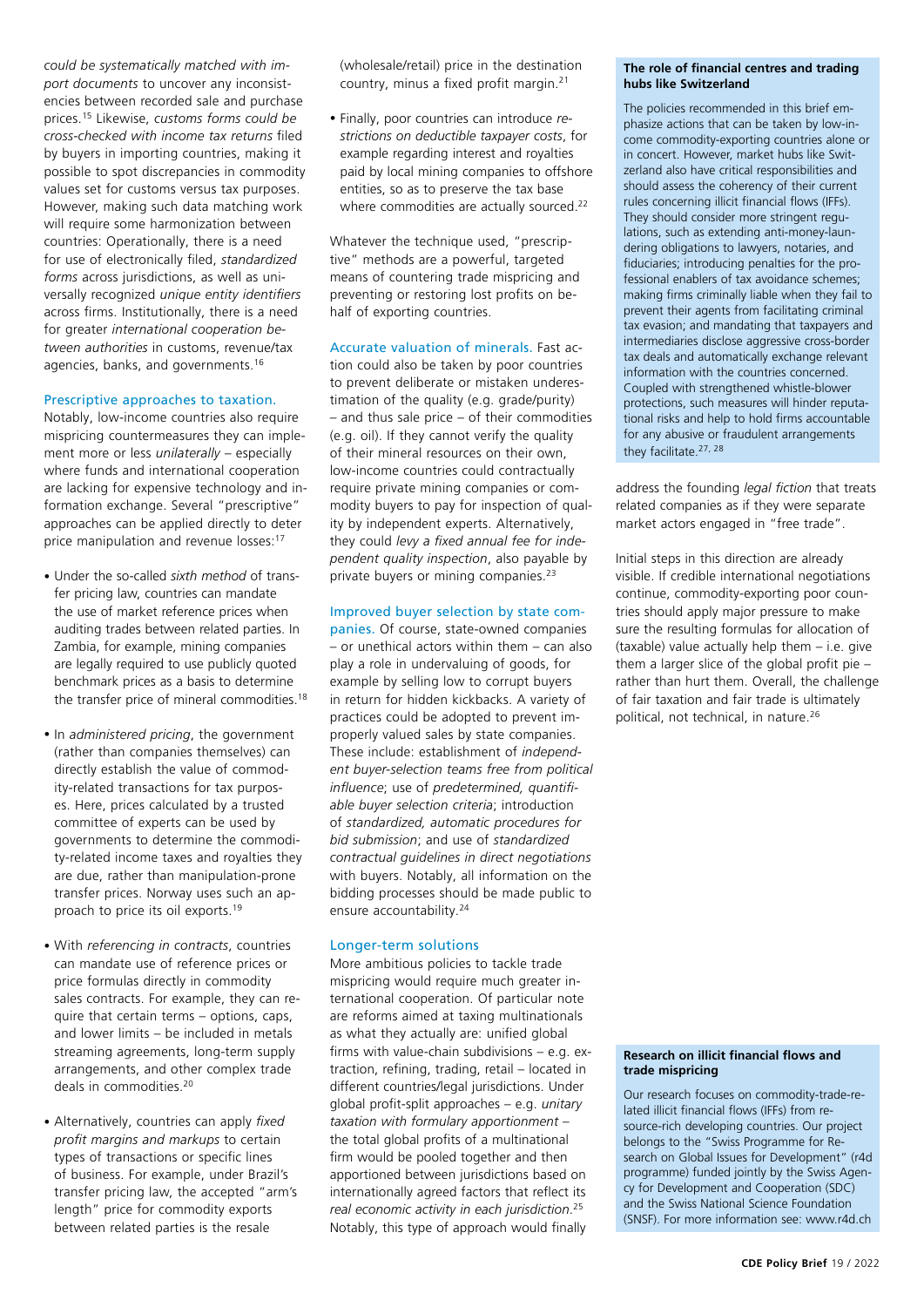*could be systematically matched with import documents* to uncover any inconsistencies between recorded sale and purchase prices.[15] Likewise, *customs forms could be cross-checked with income tax returns* filed by buyers in importing countries, making it possible to spot discrepancies in commodity values set for customs versus tax purposes. However, making such data matching work will require some harmonization between countries: Operationally, there is a need for use of electronically filed, *standardized forms* across jurisdictions, as well as universally recognized *unique entity identifiers* across firms. Institutionally, there is a need for greater *international cooperation between authorities* in customs, revenue/tax agencies, banks, and governments.[16]

### Prescriptive approaches to taxation.

Notably, low-income countries also require mispricing countermeasures they can implement more or less *unilaterally* – especially where funds and international cooperation are lacking for expensive technology and information exchange. Several "prescriptive" approaches can be applied directly to deter price manipulation and revenue losses:[17]

- Under the so-called *sixth method* of transfer pricing law, countries can mandate the use of market reference prices when auditing trades between related parties. In Zambia, for example, mining companies are legally required to use publicly quoted benchmark prices as a basis to determine the transfer price of mineral commodities.[18]
- In *administered pricing*, the government (rather than companies themselves) can directly establish the value of commodity-related transactions for tax purposes. Here, prices calculated by a trusted committee of experts can be used by governments to determine the commodity-related income taxes and royalties they are due, rather than manipulation-prone transfer prices. Norway uses such an approach to price its oil exports.[19]
- With *referencing in contracts*, countries can mandate use of reference prices or price formulas directly in commodity sales contracts. For example, they can require that certain terms – options, caps, and lower limits – be included in metals streaming agreements, long-term supply arrangements, and other complex trade deals in commodities.[20]
- Alternatively, countries can apply *fixed profit margins and markups* to certain types of transactions or specific lines of business. For example, under Brazil's transfer pricing law, the accepted "arm's length" price for commodity exports between related parties is the resale (wholesale/retail) price in the destination country, minus a fixed profit margin.[21]
- Finally, poor countries can introduce *restrictions on deductible taxpayer costs*, for example regarding interest and royalties paid by local mining companies to offshore entities, so as to preserve the tax base where commodities are actually sourced.[22]

Whatever the technique used, "prescriptive" methods are a powerful, targeted means of countering trade mispricing and preventing or restoring lost profits on behalf of exporting countries.

**Accurate valuation of minerals.** Fast action could also be taken by poor countries to prevent deliberate or mistaken underestimation of the quality (e.g. grade/purity) – and thus sale price – of their commodities (e.g. oil). If they cannot verify the quality of their mineral resources on their own, low-income countries could contractually require private mining companies or commodity buyers to pay for inspection of quality by independent experts. Alternatively, they could *levy a fixed annual fee for independent quality inspection*, also payable by private buyers or mining companies.[23]

**Improved buyer selection by state companies.** Of course, state-owned companies – or unethical actors within them – can also play a role in undervaluing of goods, for example by selling low to corrupt buyers in return for hidden kickbacks. A variety of practices could be adopted to prevent improperly valued sales by state companies. These include: establishment of *independent buyer-selection teams free from political influence*; use of *predetermined, quantifiable buyer selection criteria*; introduction of *standardized, automatic procedures for bid submission*; and use of *standardized contractual guidelines in direct negotiations* with buyers. Notably, all information on the bidding processes should be made public to ensure accountability.[24]

### Longer-term solutions

More ambitious policies to tackle trade mispricing would require much greater international cooperation. Of particular note are reforms aimed at taxing multinationals as what they actually are: unified global firms with value-chain subdivisions – e.g. extraction, refining, trading, retail – located in different countries/legal jurisdictions. Under global profit-split approaches – e.g. *unitary taxation with formulary apportionment* – the total global profits of a multinational firm would be pooled together and then apportioned between jurisdictions based on internationally agreed factors that reflect its *real economic activity in each jurisdiction*.[25] Notably, this type of approach would finally address the founding *legal fiction* that treats related companies as if they were separate market actors engaged in "free trade".

Initial steps in this direction are already visible. If credible international negotiations continue, commodity-exporting poor countries should apply major pressure to make sure the resulting formulas for allocation of (taxable) value actually help them – i.e. give them a larger slice of the global profit pie – rather than hurt them. Overall, the challenge of fair taxation and fair trade is ultimately political, not technical, in nature.[26]

**The role of financial centres and trading hubs like Switzerland**

The policies recommended in this brief emphasize actions that can be taken by low-income commodity-exporting countries alone or in concert. However, market hubs like Switzerland also have critical responsibilities and should assess the coherency of their current rules concerning illicit financial flows (IFFs). They should consider more stringent regulations, such as extending anti-money-laundering obligations to lawyers, notaries, and fiduciaries; introducing penalties for the professional enablers of tax avoidance schemes; making firms criminally liable when they fail to prevent their agents from facilitating criminal tax evasion; and mandating that taxpayers and intermediaries disclose aggressive cross-border tax deals and automatically exchange relevant information with the countries concerned. Coupled with strengthened whistle-blower protections, such measures will hinder reputational risks and help to hold firms accountable for any abusive or fraudulent arrangements they facilitate.[27, 28]

**Research on illicit financial flows and trade mispricing**

Our research focuses on commodity-trade-related illicit financial flows (IFFs) from resource-rich developing countries. Our project belongs to the "Swiss Programme for Research on Global Issues for Development" (r4d programme) funded jointly by the Swiss Agency for Development and Cooperation (SDC) and the Swiss National Science Foundation (SNSF). For more information see: www.r4d.ch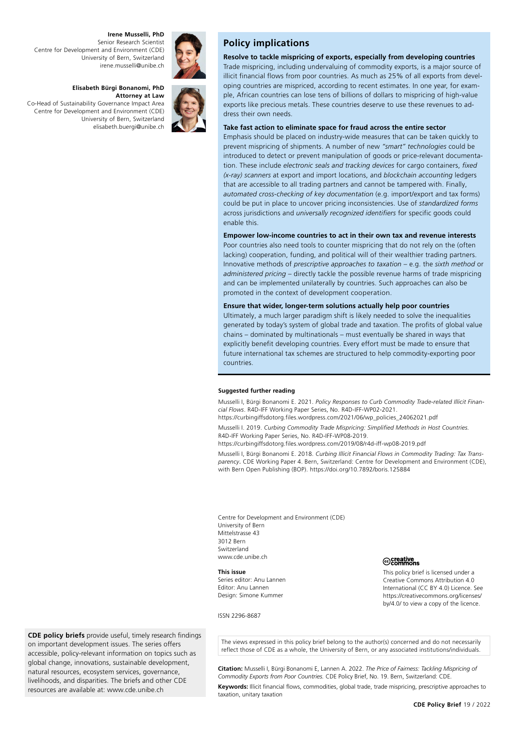**Irene Musselli, PhD**
Senior Research Scientist
Centre for Development and Environment (CDE)
University of Bern, Switzerland
irene.musselli@unibe.ch

**Elisabeth Bürgi Bonanomi, PhD**
**Attorney at Law**
Co-Head of Sustainability Governance Impact Area
Centre for Development and Environment (CDE)
University of Bern, Switzerland
elisabeth.buergi@unibe.ch

## Policy implications

**Resolve to tackle mispricing of exports, especially from developing countries**
Trade mispricing, including undervaluing of commodity exports, is a major source of illicit financial flows from poor countries. As much as 25% of all exports from developing countries are mispriced, according to recent estimates. In one year, for example, African countries can lose tens of billions of dollars to mispricing of high-value exports like precious metals. These countries deserve to use these revenues to address their own needs.

**Take fast action to eliminate space for fraud across the entire sector**
Emphasis should be placed on industry-wide measures that can be taken quickly to prevent mispricing of shipments. A number of new *"smart" technologies* could be introduced to detect or prevent manipulation of goods or price-relevant documentation. These include *electronic seals and tracking devices* for cargo containers, *fixed (x-ray) scanners* at export and import locations, and *blockchain accounting* ledgers that are accessible to all trading partners and cannot be tampered with. Finally, *automated cross-checking of key documentation* (e.g. import/export and tax forms) could be put in place to uncover pricing inconsistencies. Use of *standardized forms* across jurisdictions and *universally recognized identifiers* for specific goods could enable this.

**Empower low-income countries to act in their own tax and revenue interests**
Poor countries also need tools to counter mispricing that do not rely on the (often lacking) cooperation, funding, and political will of their wealthier trading partners. Innovative methods of *prescriptive approaches to taxation* – e.g. the *sixth method* or *administered pricing* – directly tackle the possible revenue harms of trade mispricing and can be implemented unilaterally by countries. Such approaches can also be promoted in the context of development cooperation.

**Ensure that wider, longer-term solutions actually help poor countries**
Ultimately, a much larger paradigm shift is likely needed to solve the inequalities generated by today's system of global trade and taxation. The profits of global value chains – dominated by multinationals – must eventually be shared in ways that explicitly benefit developing countries. Every effort must be made to ensure that future international tax schemes are structured to help commodity-exporting poor countries.

**Suggested further reading**

Musselli I, Bürgi Bonanomi E. 2021. *Policy Responses to Curb Commodity Trade-related Illicit Financial Flows*. R4D-IFF Working Paper Series, No. R4D-IFF-WP02-2021.
https://curbingiffsdotorg.files.wordpress.com/2021/06/wp_policies_24062021.pdf

Musselli I. 2019. *Curbing Commodity Trade Mispricing: Simplified Methods in Host Countries.* R4D-IFF Working Paper Series, No. R4D-IFF-WP08-2019.
https://curbingiffsdotorg.files.wordpress.com/2019/08/r4d-iff-wp08-2019.pdf

Musselli I, Bürgi Bonanomi E. 2018. *Curbing Illicit Financial Flows in Commodity Trading: Tax Transparency*. CDE Working Paper 4. Bern, Switzerland: Centre for Development and Environment (CDE), with Bern Open Publishing (BOP). https://doi.org/10.7892/boris.125884

Centre for Development and Environment (CDE)
University of Bern
Mittelstrasse 43
3012 Bern
Switzerland
www.cde.unibe.ch

**This issue**
Series editor: Anu Lannen
Editor: Anu Lannen
Design: Simone Kummer

ISSN 2296-8687

creative commons

This policy brief is licensed under a Creative Commons Attribution 4.0 International (CC BY 4.0) Licence. See https://creativecommons.org/licenses/by/4.0/ to view a copy of the licence.

**CDE policy briefs** provide useful, timely research findings on important development issues. The series offers accessible, policy-relevant information on topics such as global change, innovations, sustainable development, natural resources, ecosystem services, governance, livelihoods, and disparities. The briefs and other CDE resources are available at: www.cde.unibe.ch

The views expressed in this policy brief belong to the author(s) concerned and do not necessarily reflect those of CDE as a whole, the University of Bern, or any associated institutions/individuals.

**Citation:** Musselli I, Bürgi Bonanomi E, Lannen A. 2022. *The Price of Fairness: Tackling Mispricing of Commodity Exports from Poor Countries.* CDE Policy Brief, No. 19. Bern, Switzerland: CDE.

**Keywords:** Illicit financial flows, commodities, global trade, trade mispricing, prescriptive approaches to taxation, unitary taxation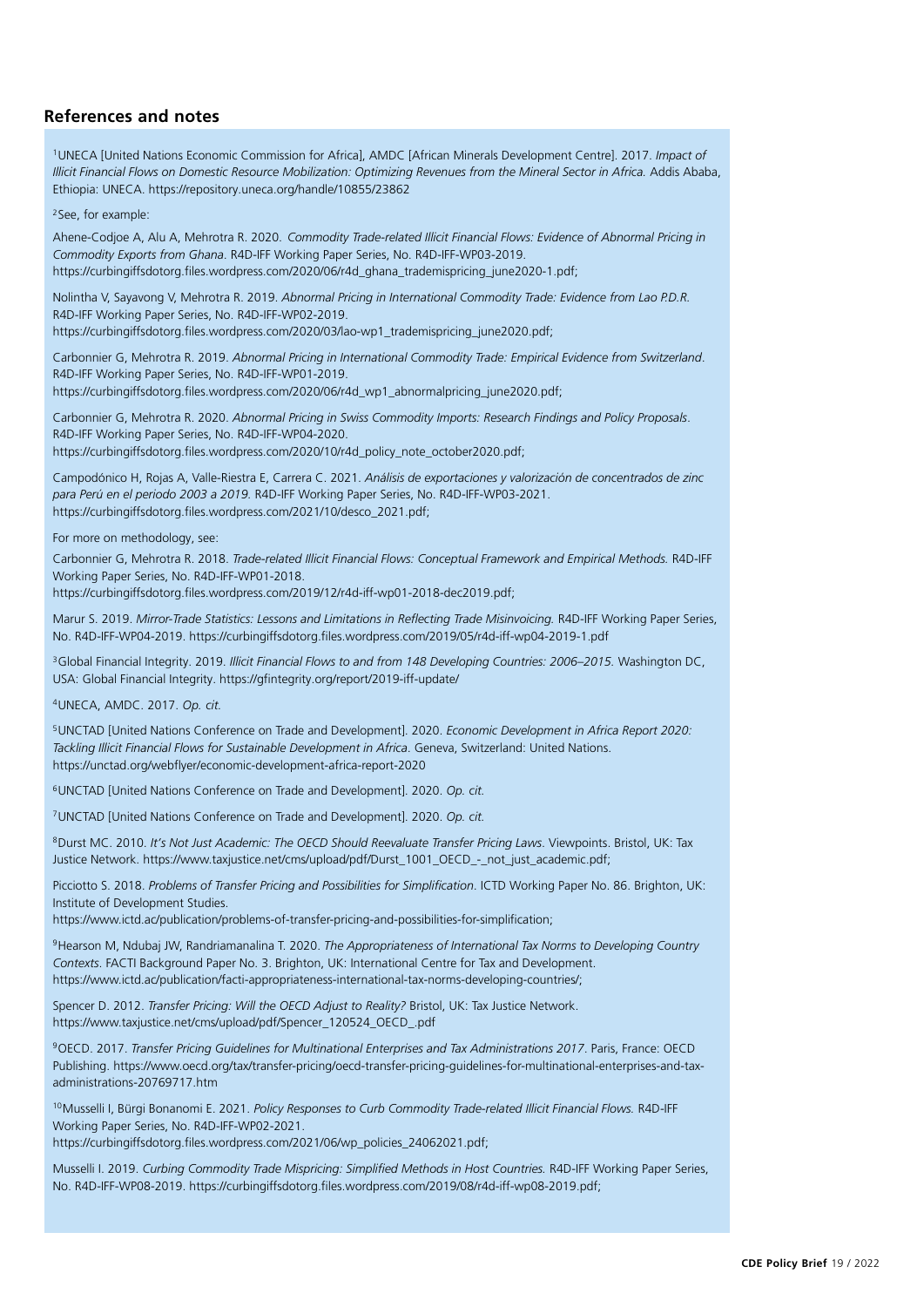## References and notes

[1]UNECA [United Nations Economic Commission for Africa], AMDC [African Minerals Development Centre]. 2017. *Impact of Illicit Financial Flows on Domestic Resource Mobilization: Optimizing Revenues from the Mineral Sector in Africa.* Addis Ababa, Ethiopia: UNECA. https://repository.uneca.org/handle/10855/23862

[2]See, for example:

Ahene-Codjoe A, Alu A, Mehrotra R. 2020. *Commodity Trade-related Illicit Financial Flows: Evidence of Abnormal Pricing in Commodity Exports from Ghana.* R4D-IFF Working Paper Series, No. R4D-IFF-WP03-2019. https://curbingiffsdotorg.files.wordpress.com/2020/06/r4d_ghana_tradempricing_june2020-1.pdf;

Nolintha V, Sayavong V, Mehrotra R. 2019. *Abnormal Pricing in International Commodity Trade: Evidence from Lao P.D.R.* R4D-IFF Working Paper Series, No. R4D-IFF-WP02-2019. https://curbingiffsdotorg.files.wordpress.com/2020/03/lao-wp1_trademispricing_june2020.pdf;

Carbonnier G, Mehrotra R. 2019. *Abnormal Pricing in International Commodity Trade: Empirical Evidence from Switzerland*. R4D-IFF Working Paper Series, No. R4D-IFF-WP01-2019. https://curbingiffsdotorg.files.wordpress.com/2020/06/r4d_wp1_abnormalpricing_june2020.pdf;

Carbonnier G, Mehrotra R. 2020. *Abnormal Pricing in Swiss Commodity Imports: Research Findings and Policy Proposals*. R4D-IFF Working Paper Series, No. R4D-IFF-WP04-2020. https://curbingiffsdotorg.files.wordpress.com/2020/10/r4d_policy_note_october2020.pdf;

Campodónico H, Rojas A, Valle-Riestra E, Carrera C. 2021. *Análisis de exportaciones y valorización de concentrados de zinc para Perú en el periodo 2003 a 2019.* R4D-IFF Working Paper Series, No. R4D-IFF-WP03-2021. https://curbingiffsdotorg.files.wordpress.com/2021/10/desco_2021.pdf;

For more on methodology, see:

Carbonnier G, Mehrotra R. 2018. *Trade-related Illicit Financial Flows: Conceptual Framework and Empirical Methods.* R4D-IFF Working Paper Series, No. R4D-IFF-WP01-2018. https://curbingiffsdotorg.files.wordpress.com/2019/12/r4d-iff-wp01-2018-dec2019.pdf;

Marur S. 2019. *Mirror-Trade Statistics: Lessons and Limitations in Reflecting Trade Misinvoicing.* R4D-IFF Working Paper Series, No. R4D-IFF-WP04-2019. https://curbingiffsdotorg.files.wordpress.com/2019/05/r4d-iff-wp04-2019-1.pdf

[3]Global Financial Integrity. 2019. *Illicit Financial Flows to and from 148 Developing Countries: 2006–2015.* Washington DC, USA: Global Financial Integrity. https://gfintegrity.org/report/2019-iff-update/

[4]UNECA, AMDC. 2017. *Op. cit.*

[5]UNCTAD [United Nations Conference on Trade and Development]. 2020. *Economic Development in Africa Report 2020: Tackling Illicit Financial Flows for Sustainable Development in Africa.* Geneva, Switzerland: United Nations. https://unctad.org/webflyer/economic-development-africa-report-2020

[6]UNCTAD [United Nations Conference on Trade and Development]. 2020. *Op. cit.*

[7]UNCTAD [United Nations Conference on Trade and Development]. 2020. *Op. cit.*

[8]Durst MC. 2010. *It's Not Just Academic: The OECD Should Reevaluate Transfer Pricing Laws*. Viewpoints. Bristol, UK: Tax Justice Network. https://www.taxjustice.net/cms/upload/pdf/Durst_1001_OECD_-_not_just_academic.pdf;

Picciotto S. 2018. *Problems of Transfer Pricing and Possibilities for Simplification*. ICTD Working Paper No. 86. Brighton, UK: Institute of Development Studies. https://www.ictd.ac/publication/problems-of-transfer-pricing-and-possibilities-for-simplification;

[9]Hearson M, Ndubaj JW, Randriamanalina T. 2020. *The Appropriateness of International Tax Norms to Developing Country Contexts*. FACTI Background Paper No. 3. Brighton, UK: International Centre for Tax and Development. https://www.ictd.ac/publication/facti-appropriateness-international-tax-norms-developing-countries/;

Spencer D. 2012. *Transfer Pricing: Will the OECD Adjust to Reality?* Bristol, UK: Tax Justice Network. https://www.taxjustice.net/cms/upload/pdf/Spencer_120524_OECD_.pdf

[9]OECD. 2017. *Transfer Pricing Guidelines for Multinational Enterprises and Tax Administrations 2017*. Paris, France: OECD Publishing. https://www.oecd.org/tax/transfer-pricing/oecd-transfer-pricing-guidelines-for-multinational-enterprises-and-tax-administrations-20769717.htm

[10]Musselli I, Bürgi Bonanomi E. 2021. *Policy Responses to Curb Commodity Trade-related Illicit Financial Flows.* R4D-IFF Working Paper Series, No. R4D-IFF-WP02-2021. https://curbingiffsdotorg.files.wordpress.com/2021/06/wp_policies_24062021.pdf;

Musselli I. 2019. *Curbing Commodity Trade Mispricing: Simplified Methods in Host Countries.* R4D-IFF Working Paper Series, No. R4D-IFF-WP08-2019. https://curbingiffsdotorg.files.wordpress.com/2019/08/r4d-iff-wp08-2019.pdf;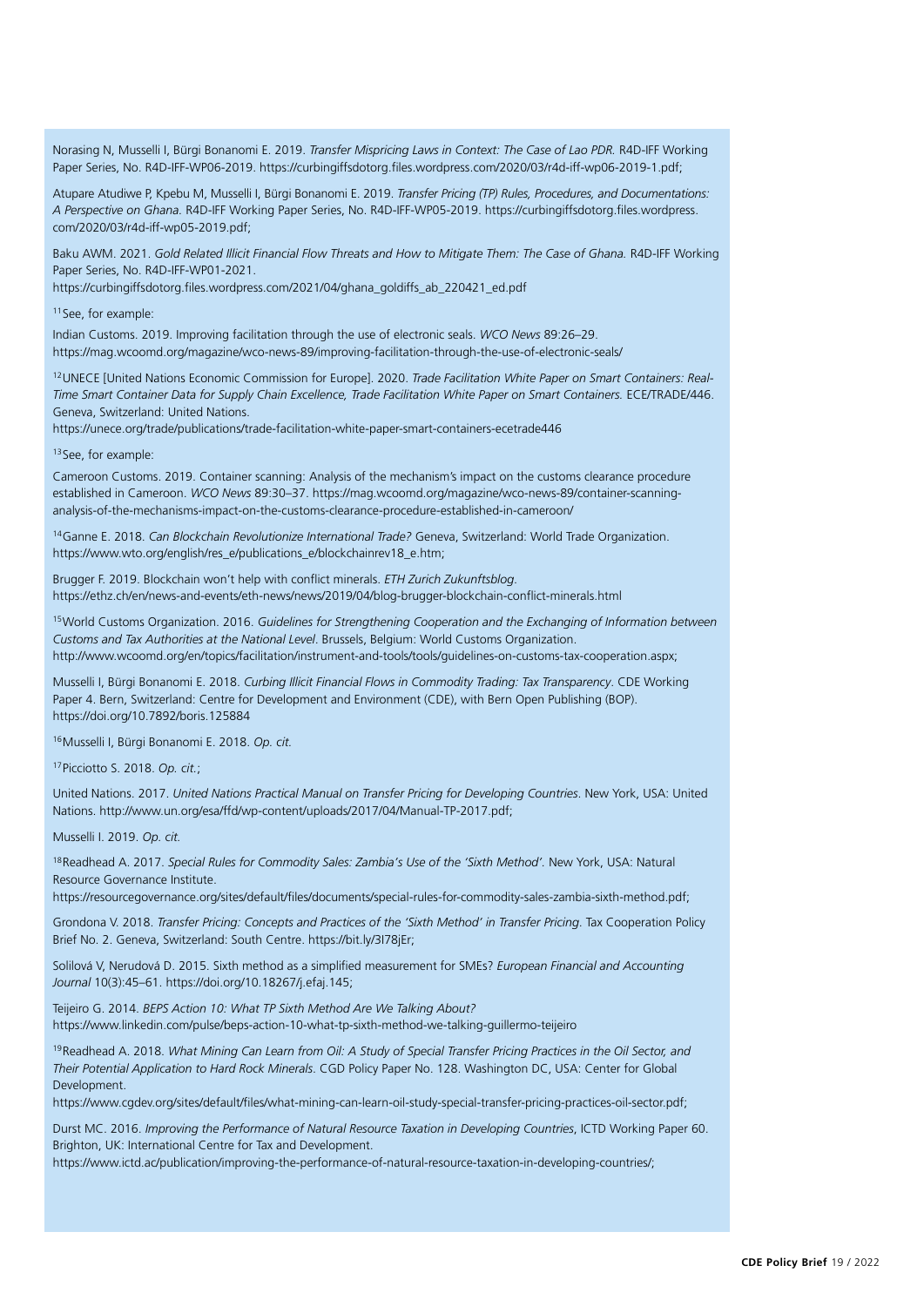Norasing N, Musselli I, Bürgi Bonanomi E. 2019. *Transfer Mispricing Laws in Context: The Case of Lao PDR.* R4D-IFF Working Paper Series, No. R4D-IFF-WP06-2019. https://curbingiffsdotorg.files.wordpress.com/2020/03/r4d-iff-wp06-2019-1.pdf;

Atupare Atudiwe P, Kpebu M, Musselli I, Bürgi Bonanomi E. 2019. *Transfer Pricing (TP) Rules, Procedures, and Documentations: A Perspective on Ghana.* R4D-IFF Working Paper Series, No. R4D-IFF-WP05-2019. https://curbingiffsdotorg.files.wordpress.com/2020/03/r4d-iff-wp05-2019.pdf;

Baku AWM. 2021. *Gold Related Illicit Financial Flow Threats and How to Mitigate Them: The Case of Ghana.* R4D-IFF Working Paper Series, No. R4D-IFF-WP01-2021. https://curbingiffsdotorg.files.wordpress.com/2021/04/ghana_goldiffs_ab_220421_ed.pdf

[11] See, for example:

Indian Customs. 2019. Improving facilitation through the use of electronic seals. *WCO News* 89:26–29. https://mag.wcoomd.org/magazine/wco-news-89/improving-facilitation-through-the-use-of-electronic-seals/

[12] UNECE [United Nations Economic Commission for Europe]. 2020. *Trade Facilitation White Paper on Smart Containers: Real-Time Smart Container Data for Supply Chain Excellence, Trade Facilitation White Paper on Smart Containers.* ECE/TRADE/446. Geneva, Switzerland: United Nations. https://unece.org/trade/publications/trade-facilitation-white-paper-smart-containers-ecetrade446

[13] See, for example:

Cameroon Customs. 2019. Container scanning: Analysis of the mechanism's impact on the customs clearance procedure established in Cameroon. *WCO News* 89:30–37. https://mag.wcoomd.org/magazine/wco-news-89/container-scanning-analysis-of-the-mechanisms-impact-on-the-customs-clearance-procedure-established-in-cameroon/

[14] Ganne E. 2018. *Can Blockchain Revolutionize International Trade?* Geneva, Switzerland: World Trade Organization. https://www.wto.org/english/res_e/publications_e/blockchainrev18_e.htm;

Brugger F. 2019. Blockchain won't help with conflict minerals. *ETH Zurich Zukunftsblog*. https://ethz.ch/en/news-and-events/eth-news/news/2019/04/blog-brugger-blockchain-conflict-minerals.html

[15] World Customs Organization. 2016. *Guidelines for Strengthening Cooperation and the Exchanging of Information between Customs and Tax Authorities at the National Level*. Brussels, Belgium: World Customs Organization. http://www.wcoomd.org/en/topics/facilitation/instrument-and-tools/tools/guidelines-on-customs-tax-cooperation.aspx;

Musselli I, Bürgi Bonanomi E. 2018. *Curbing Illicit Financial Flows in Commodity Trading: Tax Transparency*. CDE Working Paper 4. Bern, Switzerland: Centre for Development and Environment (CDE), with Bern Open Publishing (BOP). https://doi.org/10.7892/boris.125884

[16] Musselli I, Bürgi Bonanomi E. 2018. *Op. cit.*

[17] Picciotto S. 2018. *Op. cit.*;

United Nations. 2017. *United Nations Practical Manual on Transfer Pricing for Developing Countries*. New York, USA: United Nations. http://www.un.org/esa/ffd/wp-content/uploads/2017/04/Manual-TP-2017.pdf;

Musselli I. 2019. *Op. cit.*

[18] Readhead A. 2017. *Special Rules for Commodity Sales: Zambia's Use of the 'Sixth Method'*. New York, USA: Natural Resource Governance Institute. https://resourcegovernance.org/sites/default/files/documents/special-rules-for-commodity-sales-zambia-sixth-method.pdf;

Grondona V. 2018. *Transfer Pricing: Concepts and Practices of the 'Sixth Method' in Transfer Pricing*. Tax Cooperation Policy Brief No. 2. Geneva, Switzerland: South Centre. https://bit.ly/3l78jEr;

Solilová V, Nerudová D. 2015. Sixth method as a simplified measurement for SMEs? *European Financial and Accounting Journal* 10(3):45–61. https://doi.org/10.18267/j.efaj.145;

Teijeiro G. 2014. *BEPS Action 10: What TP Sixth Method Are We Talking About?* https://www.linkedin.com/pulse/beps-action-10-what-tp-sixth-method-we-talking-guillermo-teijeiro

[19] Readhead A. 2018. *What Mining Can Learn from Oil: A Study of Special Transfer Pricing Practices in the Oil Sector, and Their Potential Application to Hard Rock Minerals*. CGD Policy Paper No. 128. Washington DC, USA: Center for Global Development. https://www.cgdev.org/sites/default/files/what-mining-can-learn-oil-study-special-transfer-pricing-practices-oil-sector.pdf;

Durst MC. 2016. *Improving the Performance of Natural Resource Taxation in Developing Countries*, ICTD Working Paper 60. Brighton, UK: International Centre for Tax and Development. https://www.ictd.ac/publication/improving-the-performance-of-natural-resource-taxation-in-developing-countries/;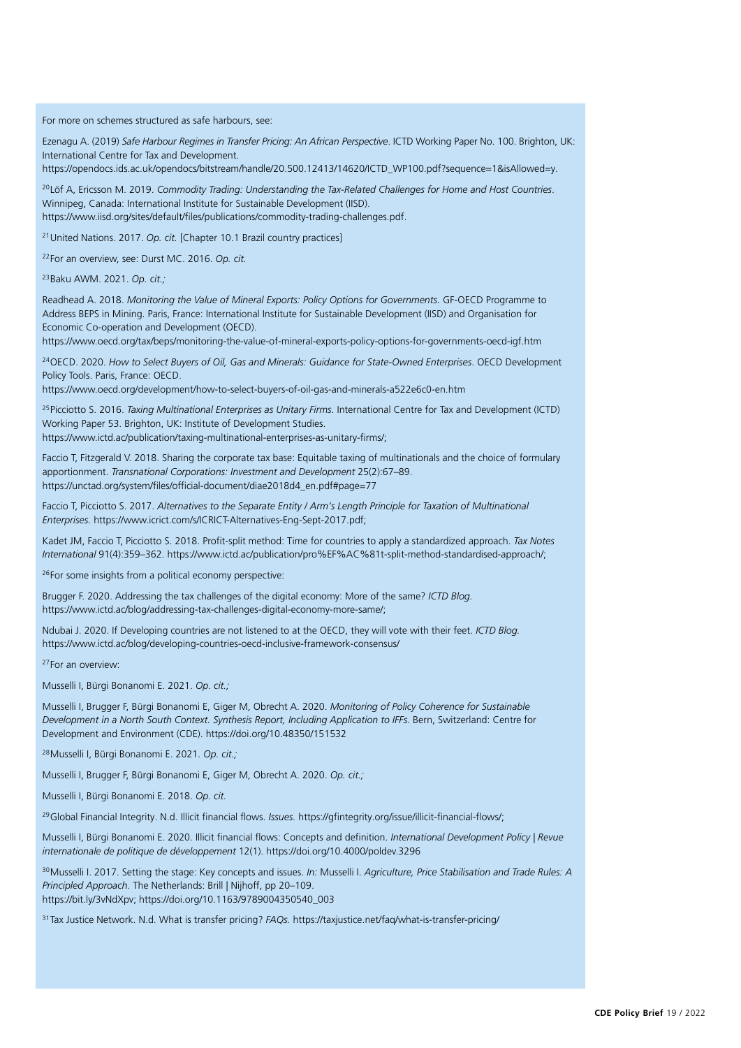For more on schemes structured as safe harbours, see:

Ezenagu A. (2019) *Safe Harbour Regimes in Transfer Pricing: An African Perspective*. ICTD Working Paper No. 100. Brighton, UK: International Centre for Tax and Development.
https://opendocs.ids.ac.uk/opendocs/bitstream/handle/20.500.12413/14620/ICTD_WP100.pdf?sequence=1&isAllowed=y.

[20]Löf A, Ericsson M. 2019. *Commodity Trading: Understanding the Tax-Related Challenges for Home and Host Countries*. Winnipeg, Canada: International Institute for Sustainable Development (IISD).
https://www.iisd.org/sites/default/files/publications/commodity-trading-challenges.pdf.

[21]United Nations. 2017. *Op. cit.* [Chapter 10.1 Brazil country practices]

[22]For an overview, see: Durst MC. 2016. *Op. cit.*

[23]Baku AWM. 2021. *Op. cit.;*

Readhead A. 2018. *Monitoring the Value of Mineral Exports: Policy Options for Governments*. GF-OECD Programme to Address BEPS in Mining. Paris, France: International Institute for Sustainable Development (IISD) and Organisation for Economic Co-operation and Development (OECD).
https://www.oecd.org/tax/beps/monitoring-the-value-of-mineral-exports-policy-options-for-governments-oecd-igf.htm

[24]OECD. 2020. *How to Select Buyers of Oil, Gas and Minerals: Guidance for State-Owned Enterprises*. OECD Development Policy Tools. Paris, France: OECD.
https://www.oecd.org/development/how-to-select-buyers-of-oil-gas-and-minerals-a522e6c0-en.htm

[25]Picciotto S. 2016. *Taxing Multinational Enterprises as Unitary Firms*. International Centre for Tax and Development (ICTD) Working Paper 53. Brighton, UK: Institute of Development Studies.
https://www.ictd.ac/publication/taxing-multinational-enterprises-as-unitary-firms/;

Faccio T, Fitzgerald V. 2018. Sharing the corporate tax base: Equitable taxing of multinationals and the choice of formulary apportionment. *Transnational Corporations: Investment and Development* 25(2):67–89.
https://unctad.org/system/files/official-document/diae2018d4_en.pdf#page=77

Faccio T, Picciotto S. 2017. *Alternatives to the Separate Entity / Arm's Length Principle for Taxation of Multinational Enterprises.* https://www.icrict.com/s/ICRICT-Alternatives-Eng-Sept-2017.pdf;

Kadet JM, Faccio T, Picciotto S. 2018. Profit-split method: Time for countries to apply a standardized approach. *Tax Notes International* 91(4):359–362. https://www.ictd.ac/publication/pro%EF%AC%81t-split-method-standardised-approach/;

[26]For some insights from a political economy perspective:

Brugger F. 2020. Addressing the tax challenges of the digital economy: More of the same? *ICTD Blog.*
https://www.ictd.ac/blog/addressing-tax-challenges-digital-economy-more-same/;

Ndubai J. 2020. If Developing countries are not listened to at the OECD, they will vote with their feet. *ICTD Blog.*
https://www.ictd.ac/blog/developing-countries-oecd-inclusive-framework-consensus/

[27]For an overview:

Musselli I, Bürgi Bonanomi E. 2021. *Op. cit.;*

Musselli I, Brugger F, Bürgi Bonanomi E, Giger M, Obrecht A. 2020. *Monitoring of Policy Coherence for Sustainable Development in a North South Context. Synthesis Report, Including Application to IFFs.* Bern, Switzerland: Centre for Development and Environment (CDE). https://doi.org/10.48350/151532

[28]Musselli I, Bürgi Bonanomi E. 2021. *Op. cit.;*

Musselli I, Brugger F, Bürgi Bonanomi E, Giger M, Obrecht A. 2020. *Op. cit.;*

Musselli I, Bürgi Bonanomi E. 2018. *Op. cit.*

[29]Global Financial Integrity. N.d. Illicit financial flows. *Issues.* https://gfintegrity.org/issue/illicit-financial-flows/;

Musselli I, Bürgi Bonanomi E. 2020. Illicit financial flows: Concepts and definition. *International Development Policy | Revue internationale de politique de développement* 12(1). https://doi.org/10.4000/poldev.3296

[30]Musselli I. 2017. Setting the stage: Key concepts and issues. *In:* Musselli I. *Agriculture, Price Stabilisation and Trade Rules: A Principled Approach.* The Netherlands: Brill | Nijhoff, pp 20–109.
https://bit.ly/3vNdXpv; https://doi.org/10.1163/9789004350540_003

[31]Tax Justice Network. N.d. What is transfer pricing? *FAQs.* https://taxjustice.net/faq/what-is-transfer-pricing/